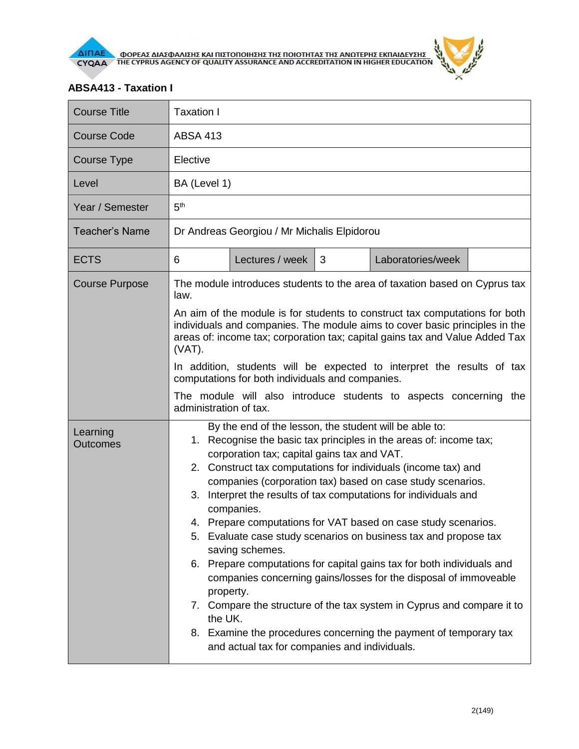ΦΟΡΕΑΣ ΔΙΑΣΦΑΛΙΣΗΣ ΚΑΙ ΠΙΣΤΟΠΟΙΗΣΗΣ ΤΗΣ ΠΟΙΟΤΗΤΑΣ ΤΗΣ ΑΝΩΤΕΡΗΣ ΕΚΠΑΙΔΕΥΣΗΣ
THE CYPRUS AGENCY OF QUALITY ASSURANCE AND ACCREDITATION IN HIGHER EDUCATION

## ABSA413 - Taxation I

| Course Title | Taxation I | | | | |
|---|---|---|---|---|---|
| Course Code | ABSA 413 | | | | |
| Course Type | Elective | | | | |
| Level | BA (Level 1) | | | | |
| Year / Semester | 5th | | | | |
| Teacher's Name | Dr Andreas Georgiou / Mr Michalis Elpidorou | | | | |
| ECTS | 6 | Lectures / week | 3 | Laboratories/week | |
| Course Purpose | The module introduces students to the area of taxation based on Cyprus tax law.<br><br>An aim of the module is for students to construct tax computations for both individuals and companies. The module aims to cover basic principles in the areas of: income tax; corporation tax; capital gains tax and Value Added Tax (VAT).<br><br>In addition, students will be expected to interpret the results of tax computations for both individuals and companies.<br><br>The module will also introduce students to aspects concerning the administration of tax. | | | | |
| Learning Outcomes | By the end of the lesson, the student will be able to:<br>1. Recognise the basic tax principles in the areas of: income tax; corporation tax; capital gains tax and VAT.<br>2. Construct tax computations for individuals (income tax) and companies (corporation tax) based on case study scenarios.<br>3. Interpret the results of tax computations for individuals and companies.<br>4. Prepare computations for VAT based on case study scenarios.<br>5. Evaluate case study scenarios on business tax and propose tax saving schemes.<br>6. Prepare computations for capital gains tax for both individuals and companies concerning gains/losses for the disposal of immoveable property.<br>7. Compare the structure of the tax system in Cyprus and compare it to the UK.<br>8. Examine the procedures concerning the payment of temporary tax and actual tax for companies and individuals. | | | | |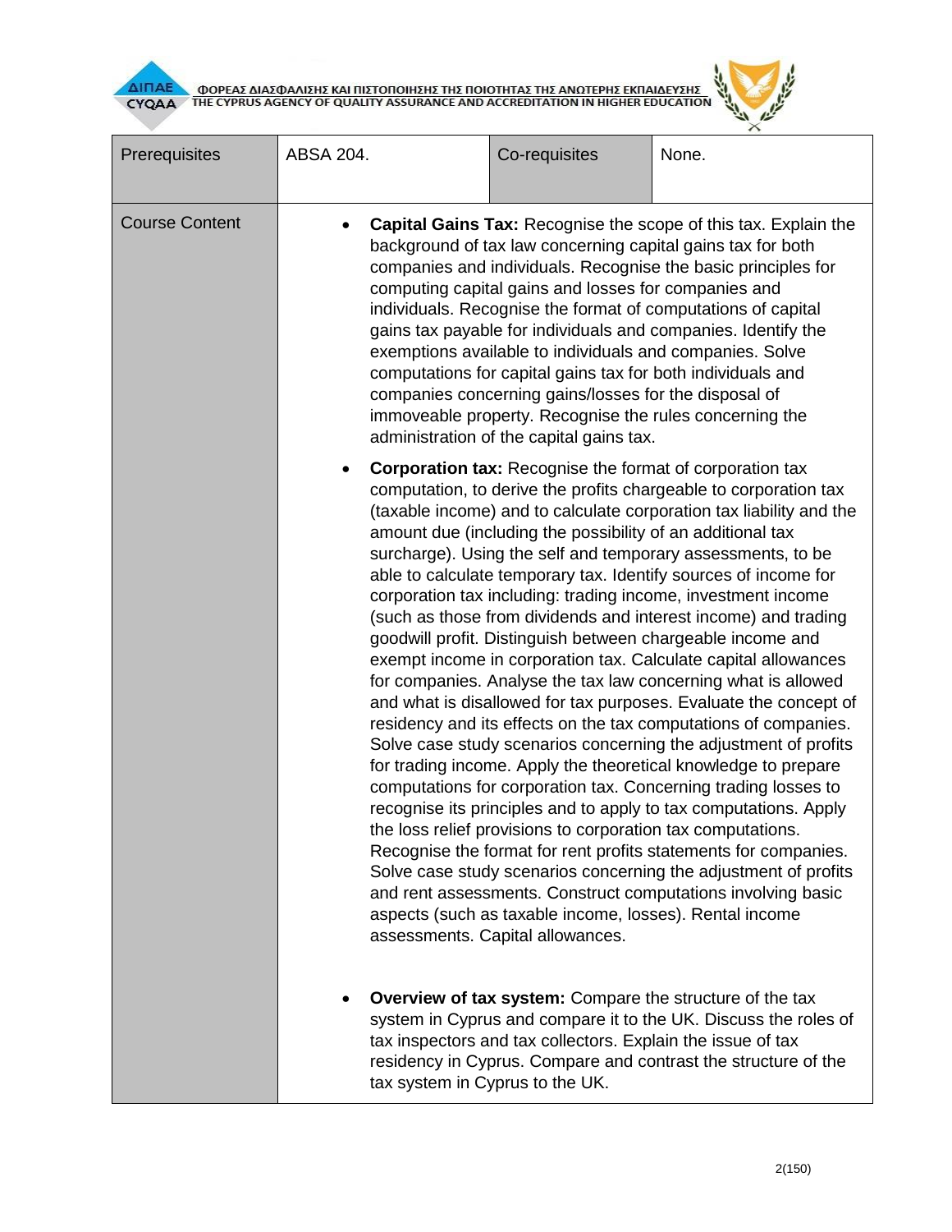| Prerequisites | ABSA 204. | Co-requisites | None. |
|---|---|---|---|
| Course Content | • **Capital Gains Tax:** Recognise the scope of this tax. Explain the background of tax law concerning capital gains tax for both companies and individuals. Recognise the basic principles for computing capital gains and losses for companies and individuals. Recognise the format of computations of capital gains tax payable for individuals and companies. Identify the exemptions available to individuals and companies. Solve computations for capital gains tax for both individuals and companies concerning gains/losses for the disposal of immoveable property. Recognise the rules concerning the administration of the capital gains tax.<br><br>• **Corporation tax:** Recognise the format of corporation tax computation, to derive the profits chargeable to corporation tax (taxable income) and to calculate corporation tax liability and the amount due (including the possibility of an additional tax surcharge). Using the self and temporary assessments, to be able to calculate temporary tax. Identify sources of income for corporation tax including: trading income, investment income (such as those from dividends and interest income) and trading goodwill profit. Distinguish between chargeable income and exempt income in corporation tax. Calculate capital allowances for companies. Analyse the tax law concerning what is allowed and what is disallowed for tax purposes. Evaluate the concept of residency and its effects on the tax computations of companies. Solve case study scenarios concerning the adjustment of profits for trading income. Apply the theoretical knowledge to prepare computations for corporation tax. Concerning trading losses to recognise its principles and to apply to tax computations. Apply the loss relief provisions to corporation tax computations. Recognise the format for rent profits statements for companies. Solve case study scenarios concerning the adjustment of profits and rent assessments. Construct computations involving basic aspects (such as taxable income, losses). Rental income assessments. Capital allowances.<br><br>• **Overview of tax system:** Compare the structure of the tax system in Cyprus and compare it to the UK. Discuss the roles of tax inspectors and tax collectors. Explain the issue of tax residency in Cyprus. Compare and contrast the structure of the tax system in Cyprus to the UK. | | |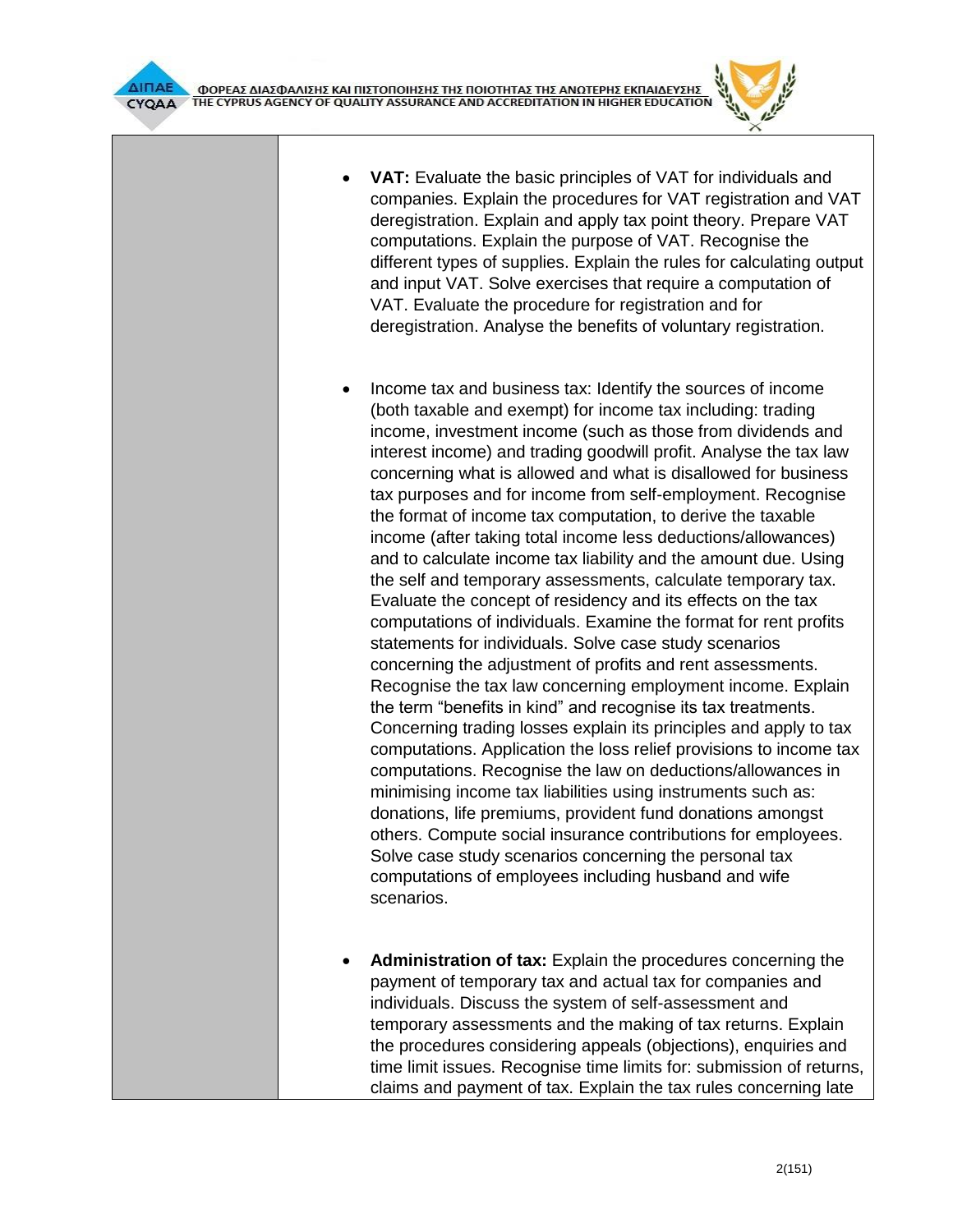| | |
|---|---|
| | - **VAT:** Evaluate the basic principles of VAT for individuals and companies. Explain the procedures for VAT registration and VAT deregistration. Explain and apply tax point theory. Prepare VAT computations. Explain the purpose of VAT. Recognise the different types of supplies. Explain the rules for calculating output and input VAT. Solve exercises that require a computation of VAT. Evaluate the procedure for registration and for deregistration. Analyse the benefits of voluntary registration.<br><br>- Income tax and business tax: Identify the sources of income (both taxable and exempt) for income tax including: trading income, investment income (such as those from dividends and interest income) and trading goodwill profit. Analyse the tax law concerning what is allowed and what is disallowed for business tax purposes and for income from self-employment. Recognise the format of income tax computation, to derive the taxable income (after taking total income less deductions/allowances) and to calculate income tax liability and the amount due. Using the self and temporary assessments, calculate temporary tax. Evaluate the concept of residency and its effects on the tax computations of individuals. Examine the format for rent profits statements for individuals. Solve case study scenarios concerning the adjustment of profits and rent assessments. Recognise the tax law concerning employment income. Explain the term "benefits in kind" and recognise its tax treatments. Concerning trading losses explain its principles and apply to tax computations. Application the loss relief provisions to income tax computations. Recognise the law on deductions/allowances in minimising income tax liabilities using instruments such as: donations, life premiums, provident fund donations amongst others. Compute social insurance contributions for employees. Solve case study scenarios concerning the personal tax computations of employees including husband and wife scenarios.<br><br>- **Administration of tax:** Explain the procedures concerning the payment of temporary tax and actual tax for companies and individuals. Discuss the system of self-assessment and temporary assessments and the making of tax returns. Explain the procedures considering appeals (objections), enquiries and time limit issues. Recognise time limits for: submission of returns, claims and payment of tax. Explain the tax rules concerning late |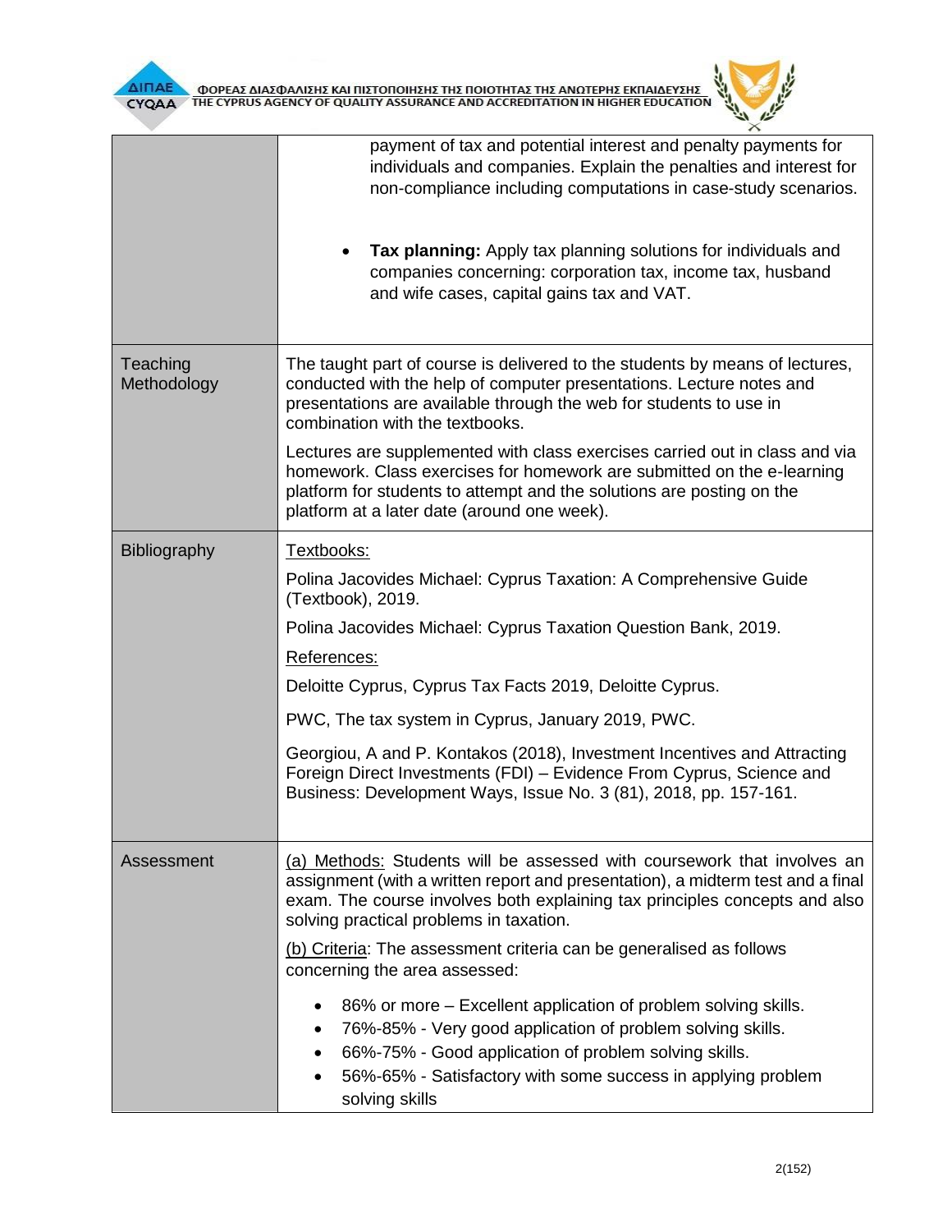| | |
|---|---|
| | payment of tax and potential interest and penalty payments for individuals and companies. Explain the penalties and interest for non-compliance including computations in case-study scenarios.<br><br>• **Tax planning:** Apply tax planning solutions for individuals and companies concerning: corporation tax, income tax, husband and wife cases, capital gains tax and VAT. |
| Teaching Methodology | The taught part of course is delivered to the students by means of lectures, conducted with the help of computer presentations. Lecture notes and presentations are available through the web for students to use in combination with the textbooks.<br><br>Lectures are supplemented with class exercises carried out in class and via homework. Class exercises for homework are submitted on the e-learning platform for students to attempt and the solutions are posting on the platform at a later date (around one week). |
| Bibliography | Textbooks:<br><br>Polina Jacovides Michael: Cyprus Taxation: A Comprehensive Guide (Textbook), 2019.<br><br>Polina Jacovides Michael: Cyprus Taxation Question Bank, 2019.<br><br>References:<br><br>Deloitte Cyprus, Cyprus Tax Facts 2019, Deloitte Cyprus.<br><br>PWC, The tax system in Cyprus, January 2019, PWC.<br><br>Georgiou, A and P. Kontakos (2018), Investment Incentives and Attracting Foreign Direct Investments (FDI) – Evidence From Cyprus, Science and Business: Development Ways, Issue No. 3 (81), 2018, pp. 157-161. |
| Assessment | (a) Methods: Students will be assessed with coursework that involves an assignment (with a written report and presentation), a midterm test and a final exam. The course involves both explaining tax principles concepts and also solving practical problems in taxation.<br><br>(b) Criteria: The assessment criteria can be generalised as follows concerning the area assessed:<br><br>• 86% or more – Excellent application of problem solving skills.<br>• 76%-85% - Very good application of problem solving skills.<br>• 66%-75% - Good application of problem solving skills.<br>• 56%-65% - Satisfactory with some success in applying problem solving skills |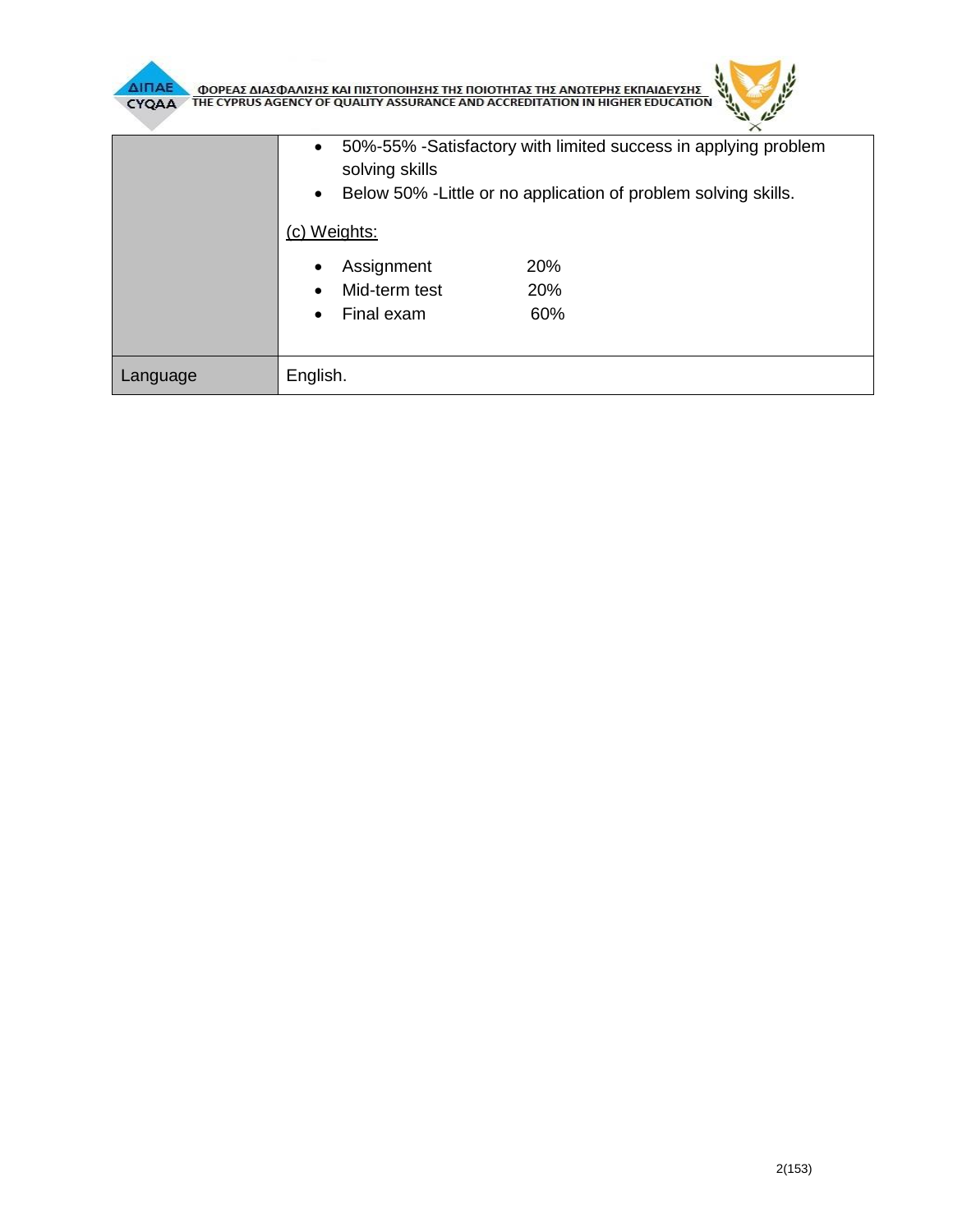| | |
|---|---|
| | • 50%-55% -Satisfactory with limited success in applying problem solving skills<br>• Below 50% -Little or no application of problem solving skills.<br><br>(c) Weights:<br><br>• Assignment 20%<br>• Mid-term test 20%<br>• Final exam 60% |
| Language | English. |